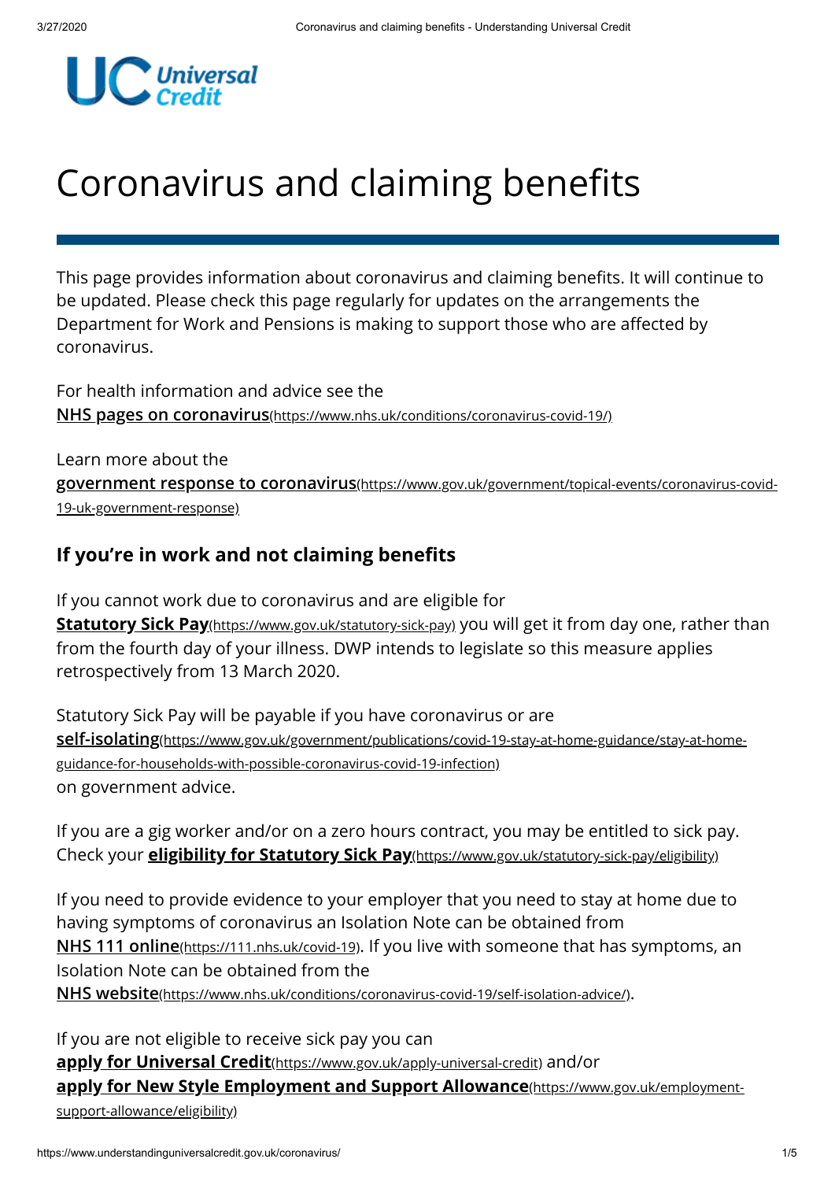# Coronavirus and claiming benefits

This page provides information about coronavirus and claiming benefits. It will continue to be updated. Please check this page regularly for updates on the arrangements the Department for Work and Pensions is making to support those who are affected by coronavirus.

For health information and advice see the **NHS pages on coronavirus**(https://www.nhs.uk/conditions/coronavirus-covid-19/)

Learn more about the **government response to coronavirus**(https://www.gov.uk/government/topical-events/coronavirus-covid-19-uk-government-response)

## If you're in work and not claiming benefits

If you cannot work due to coronavirus and are eligible for **Statutory Sick Pay**(https://www.gov.uk/statutory-sick-pay) you will get it from day one, rather than from the fourth day of your illness. DWP intends to legislate so this measure applies retrospectively from 13 March 2020.

Statutory Sick Pay will be payable if you have coronavirus or are **self-isolating**(https://www.gov.uk/government/publications/covid-19-stay-at-home-guidance/stay-at-home-guidance-for-households-with-possible-coronavirus-covid-19-infection) on government advice.

If you are a gig worker and/or on a zero hours contract, you may be entitled to sick pay. Check your **eligibility for Statutory Sick Pay**(https://www.gov.uk/statutory-sick-pay/eligibility)

If you need to provide evidence to your employer that you need to stay at home due to having symptoms of coronavirus an Isolation Note can be obtained from **NHS 111 online**(https://111.nhs.uk/covid-19). If you live with someone that has symptoms, an Isolation Note can be obtained from the **NHS website**(https://www.nhs.uk/conditions/coronavirus-covid-19/self-isolation-advice/).

If you are not eligible to receive sick pay you can **apply for Universal Credit**(https://www.gov.uk/apply-universal-credit) and/or **apply for New Style Employment and Support Allowance**(https://www.gov.uk/employment-support-allowance/eligibility)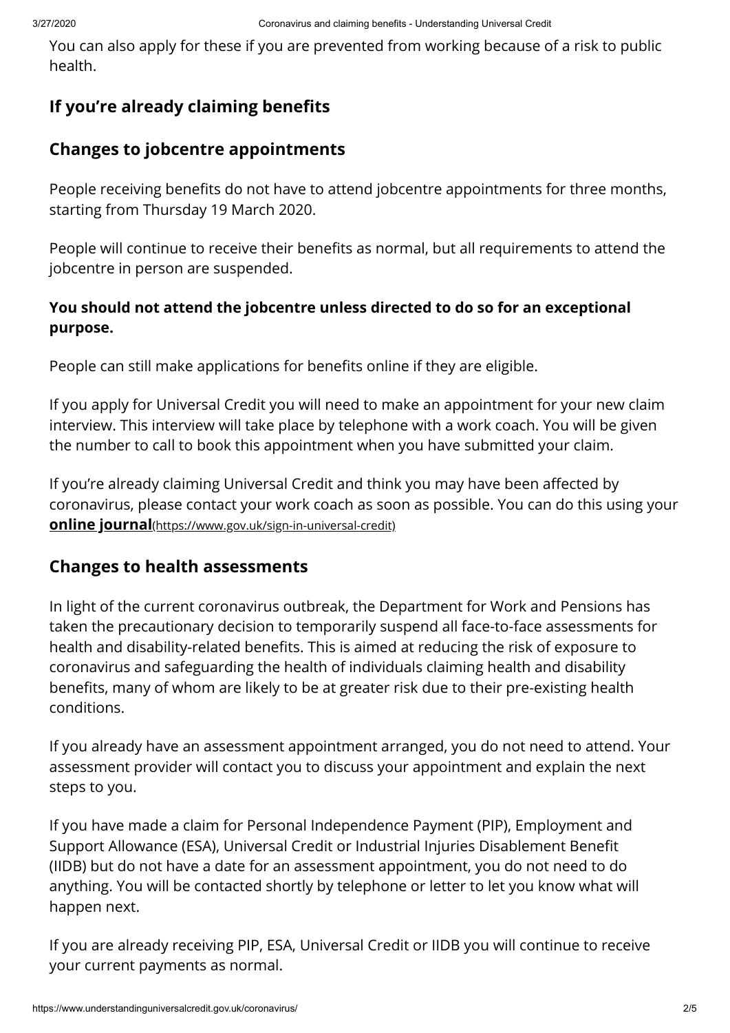You can also apply for these if you are prevented from working because of a risk to public health.

### If you're already claiming benefits

### Changes to jobcentre appointments

People receiving benefits do not have to attend jobcentre appointments for three months, starting from Thursday 19 March 2020.

People will continue to receive their benefits as normal, but all requirements to attend the jobcentre in person are suspended.

**You should not attend the jobcentre unless directed to do so for an exceptional purpose.**

People can still make applications for benefits online if they are eligible.

If you apply for Universal Credit you will need to make an appointment for your new claim interview. This interview will take place by telephone with a work coach. You will be given the number to call to book this appointment when you have submitted your claim.

If you're already claiming Universal Credit and think you may have been affected by coronavirus, please contact your work coach as soon as possible. You can do this using your **online journal**(https://www.gov.uk/sign-in-universal-credit)

### Changes to health assessments

In light of the current coronavirus outbreak, the Department for Work and Pensions has taken the precautionary decision to temporarily suspend all face-to-face assessments for health and disability-related benefits. This is aimed at reducing the risk of exposure to coronavirus and safeguarding the health of individuals claiming health and disability benefits, many of whom are likely to be at greater risk due to their pre-existing health conditions.

If you already have an assessment appointment arranged, you do not need to attend. Your assessment provider will contact you to discuss your appointment and explain the next steps to you.

If you have made a claim for Personal Independence Payment (PIP), Employment and Support Allowance (ESA), Universal Credit or Industrial Injuries Disablement Benefit (IIDB) but do not have a date for an assessment appointment, you do not need to do anything. You will be contacted shortly by telephone or letter to let you know what will happen next.

If you are already receiving PIP, ESA, Universal Credit or IIDB you will continue to receive your current payments as normal.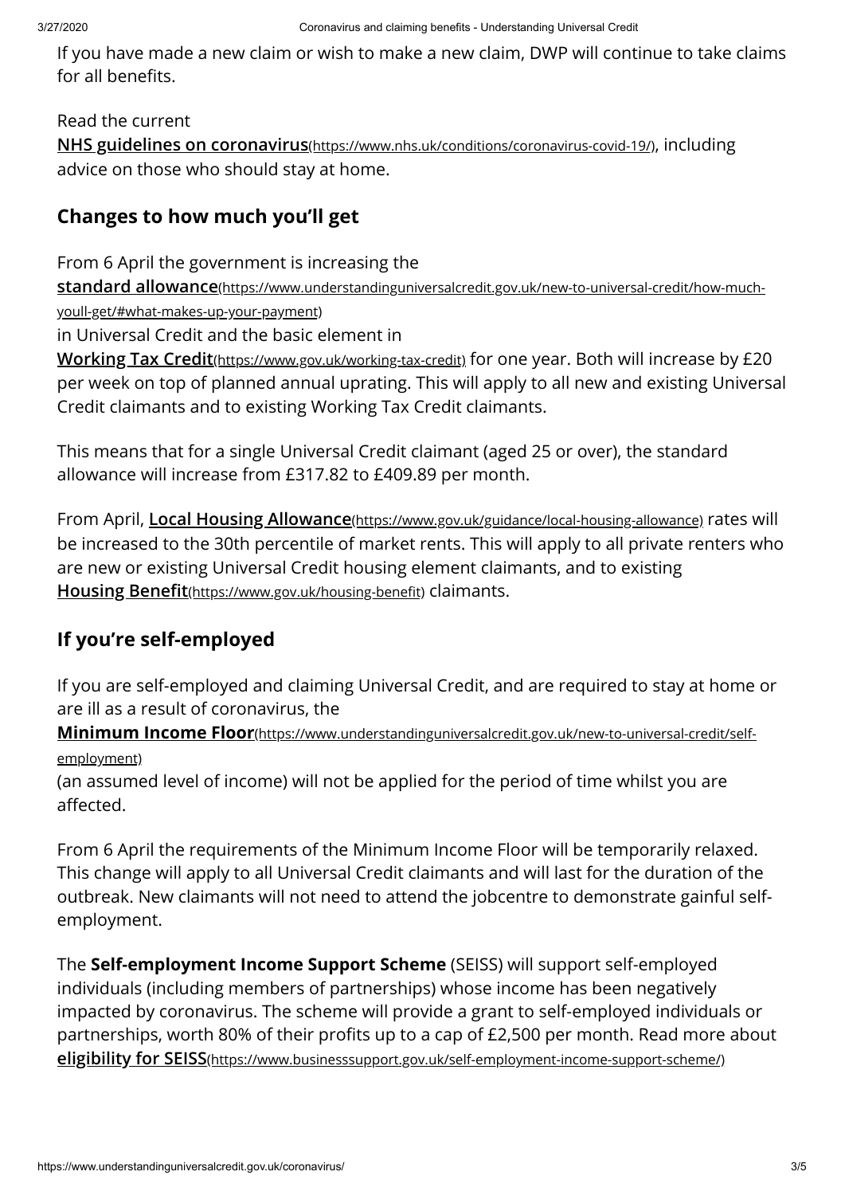If you have made a new claim or wish to make a new claim, DWP will continue to take claims for all benefits.

Read the current **[NHS guidelines on coronavirus](https://www.nhs.uk/conditions/coronavirus-covid-19/)**, including advice on those who should stay at home.

## Changes to how much you'll get

From 6 April the government is increasing the **[standard allowance](https://www.understandinguniversalcredit.gov.uk/new-to-universal-credit/how-much-youll-get/#what-makes-up-your-payment)** in Universal Credit and the basic element in **[Working Tax Credit](https://www.gov.uk/working-tax-credit)** for one year. Both will increase by £20 per week on top of planned annual uprating. This will apply to all new and existing Universal Credit claimants and to existing Working Tax Credit claimants.

This means that for a single Universal Credit claimant (aged 25 or over), the standard allowance will increase from £317.82 to £409.89 per month.

From April, **[Local Housing Allowance](https://www.gov.uk/guidance/local-housing-allowance)** rates will be increased to the 30th percentile of market rents. This will apply to all private renters who are new or existing Universal Credit housing element claimants, and to existing **[Housing Benefit](https://www.gov.uk/housing-benefit)** claimants.

## If you're self-employed

If you are self-employed and claiming Universal Credit, and are required to stay at home or are ill as a result of coronavirus, the **[Minimum Income Floor](https://www.understandinguniversalcredit.gov.uk/new-to-universal-credit/self-employment)** (an assumed level of income) will not be applied for the period of time whilst you are affected.

From 6 April the requirements of the Minimum Income Floor will be temporarily relaxed. This change will apply to all Universal Credit claimants and will last for the duration of the outbreak. New claimants will not need to attend the jobcentre to demonstrate gainful self-employment.

The **Self-employment Income Support Scheme** (SEISS) will support self-employed individuals (including members of partnerships) whose income has been negatively impacted by coronavirus. The scheme will provide a grant to self-employed individuals or partnerships, worth 80% of their profits up to a cap of £2,500 per month. Read more about **[eligibility for SEISS](https://www.businesssupport.gov.uk/self-employment-income-support-scheme/)**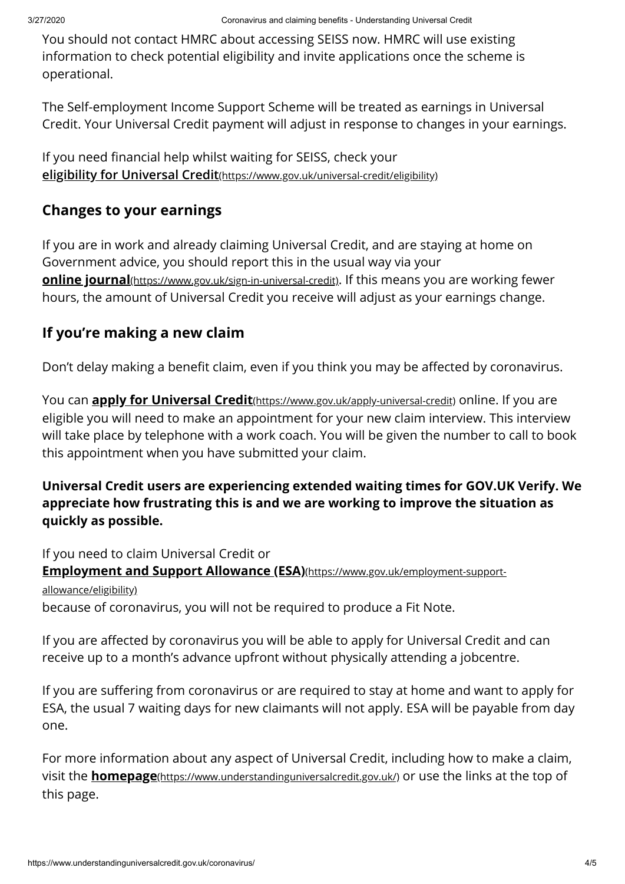You should not contact HMRC about accessing SEISS now. HMRC will use existing information to check potential eligibility and invite applications once the scheme is operational.

The Self-employment Income Support Scheme will be treated as earnings in Universal Credit. Your Universal Credit payment will adjust in response to changes in your earnings.

If you need financial help whilst waiting for SEISS, check your **eligibility for Universal Credit**(https://www.gov.uk/universal-credit/eligibility)

## Changes to your earnings

If you are in work and already claiming Universal Credit, and are staying at home on Government advice, you should report this in the usual way via your **online journal**(https://www.gov.uk/sign-in-universal-credit). If this means you are working fewer hours, the amount of Universal Credit you receive will adjust as your earnings change.

## If you're making a new claim

Don't delay making a benefit claim, even if you think you may be affected by coronavirus.

You can **apply for Universal Credit**(https://www.gov.uk/apply-universal-credit) online. If you are eligible you will need to make an appointment for your new claim interview. This interview will take place by telephone with a work coach. You will be given the number to call to book this appointment when you have submitted your claim.

**Universal Credit users are experiencing extended waiting times for GOV.UK Verify. We appreciate how frustrating this is and we are working to improve the situation as quickly as possible.**

If you need to claim Universal Credit or **Employment and Support Allowance (ESA)**(https://www.gov.uk/employment-support-allowance/eligibility) because of coronavirus, you will not be required to produce a Fit Note.

If you are affected by coronavirus you will be able to apply for Universal Credit and can receive up to a month's advance upfront without physically attending a jobcentre.

If you are suffering from coronavirus or are required to stay at home and want to apply for ESA, the usual 7 waiting days for new claimants will not apply. ESA will be payable from day one.

For more information about any aspect of Universal Credit, including how to make a claim, visit the **homepage**(https://www.understandinguniversalcredit.gov.uk/) or use the links at the top of this page.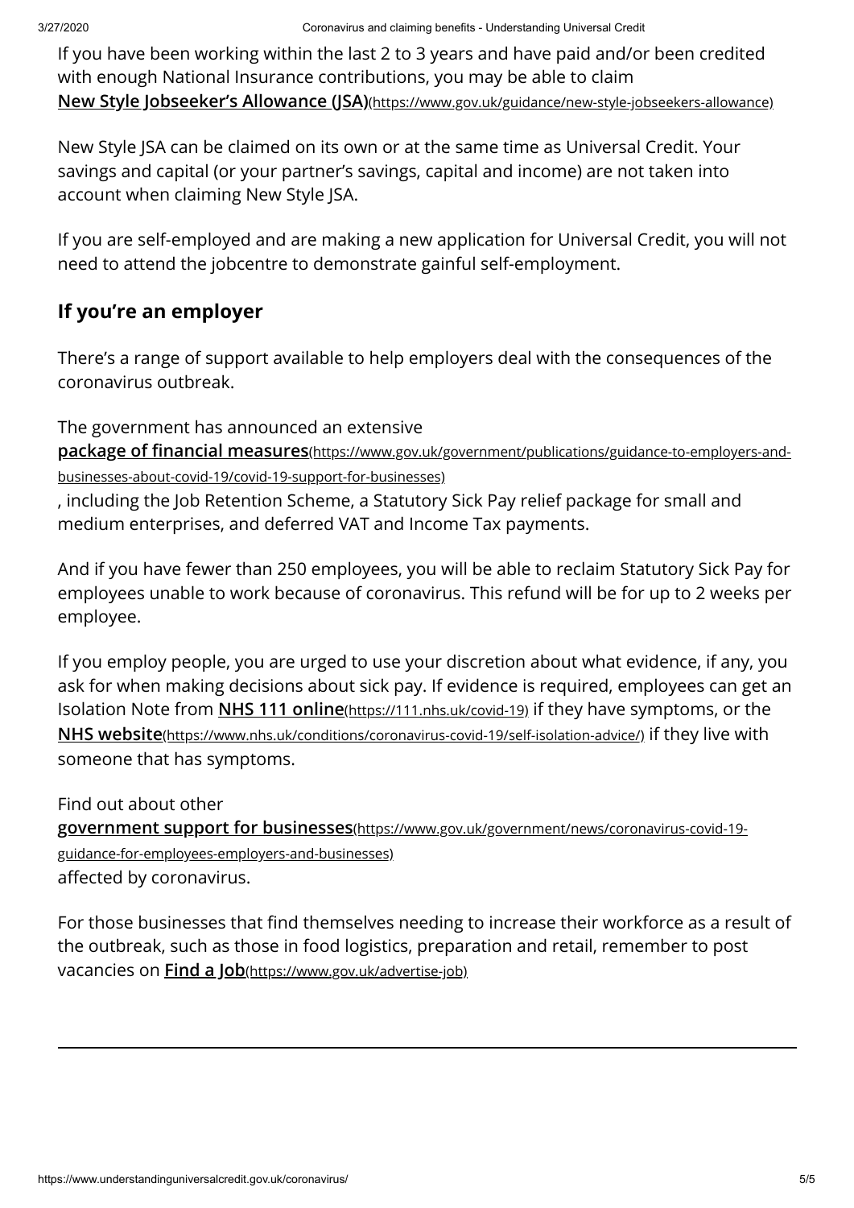If you have been working within the last 2 to 3 years and have paid and/or been credited with enough National Insurance contributions, you may be able to claim **New Style Jobseeker's Allowance (JSA)**(https://www.gov.uk/guidance/new-style-jobseekers-allowance)

New Style JSA can be claimed on its own or at the same time as Universal Credit. Your savings and capital (or your partner's savings, capital and income) are not taken into account when claiming New Style JSA.

If you are self-employed and are making a new application for Universal Credit, you will not need to attend the jobcentre to demonstrate gainful self-employment.

## If you're an employer

There's a range of support available to help employers deal with the consequences of the coronavirus outbreak.

The government has announced an extensive **package of financial measures**(https://www.gov.uk/government/publications/guidance-to-employers-and-businesses-about-covid-19/covid-19-support-for-businesses), including the Job Retention Scheme, a Statutory Sick Pay relief package for small and medium enterprises, and deferred VAT and Income Tax payments.

And if you have fewer than 250 employees, you will be able to reclaim Statutory Sick Pay for employees unable to work because of coronavirus. This refund will be for up to 2 weeks per employee.

If you employ people, you are urged to use your discretion about what evidence, if any, you ask for when making decisions about sick pay. If evidence is required, employees can get an Isolation Note from **NHS 111 online**(https://111.nhs.uk/covid-19) if they have symptoms, or the **NHS website**(https://www.nhs.uk/conditions/coronavirus-covid-19/self-isolation-advice/) if they live with someone that has symptoms.

Find out about other **government support for businesses**(https://www.gov.uk/government/news/coronavirus-covid-19-guidance-for-employees-employers-and-businesses) affected by coronavirus.

For those businesses that find themselves needing to increase their workforce as a result of the outbreak, such as those in food logistics, preparation and retail, remember to post vacancies on **Find a Job**(https://www.gov.uk/advertise-job)